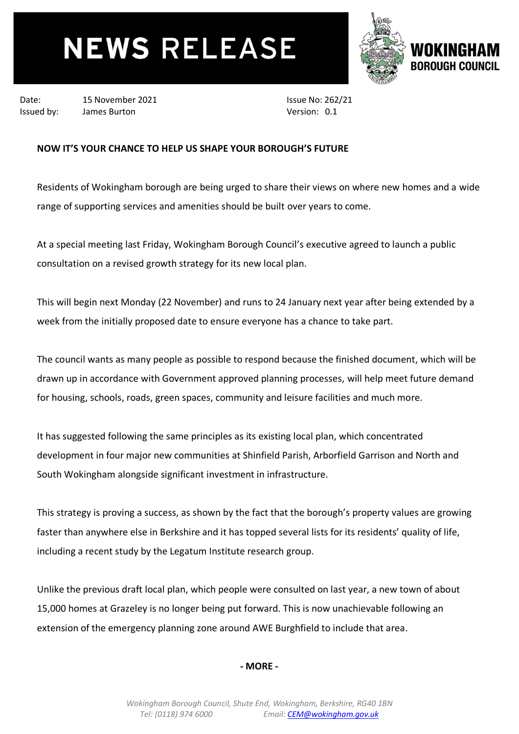# NEWS RELEASE

**WOKINGHAM BOROUGH COUNCIL**

Date: 15 November 2021
Issued by: James Burton

Issue No: 262/21
Version: 0.1

**NOW IT'S YOUR CHANCE TO HELP US SHAPE YOUR BOROUGH'S FUTURE**

Residents of Wokingham borough are being urged to share their views on where new homes and a wide range of supporting services and amenities should be built over years to come.

At a special meeting last Friday, Wokingham Borough Council's executive agreed to launch a public consultation on a revised growth strategy for its new local plan.

This will begin next Monday (22 November) and runs to 24 January next year after being extended by a week from the initially proposed date to ensure everyone has a chance to take part.

The council wants as many people as possible to respond because the finished document, which will be drawn up in accordance with Government approved planning processes, will help meet future demand for housing, schools, roads, green spaces, community and leisure facilities and much more.

It has suggested following the same principles as its existing local plan, which concentrated development in four major new communities at Shinfield Parish, Arborfield Garrison and North and South Wokingham alongside significant investment in infrastructure.

This strategy is proving a success, as shown by the fact that the borough's property values are growing faster than anywhere else in Berkshire and it has topped several lists for its residents' quality of life, including a recent study by the Legatum Institute research group.

Unlike the previous draft local plan, which people were consulted on last year, a new town of about 15,000 homes at Grazeley is no longer being put forward. This is now unachievable following an extension of the emergency planning zone around AWE Burghfield to include that area.

**- MORE -**

*Wokingham Borough Council, Shute End, Wokingham, Berkshire, RG40 1BN*
*Tel: (0118) 974 6000 Email: CEM@wokingham.gov.uk*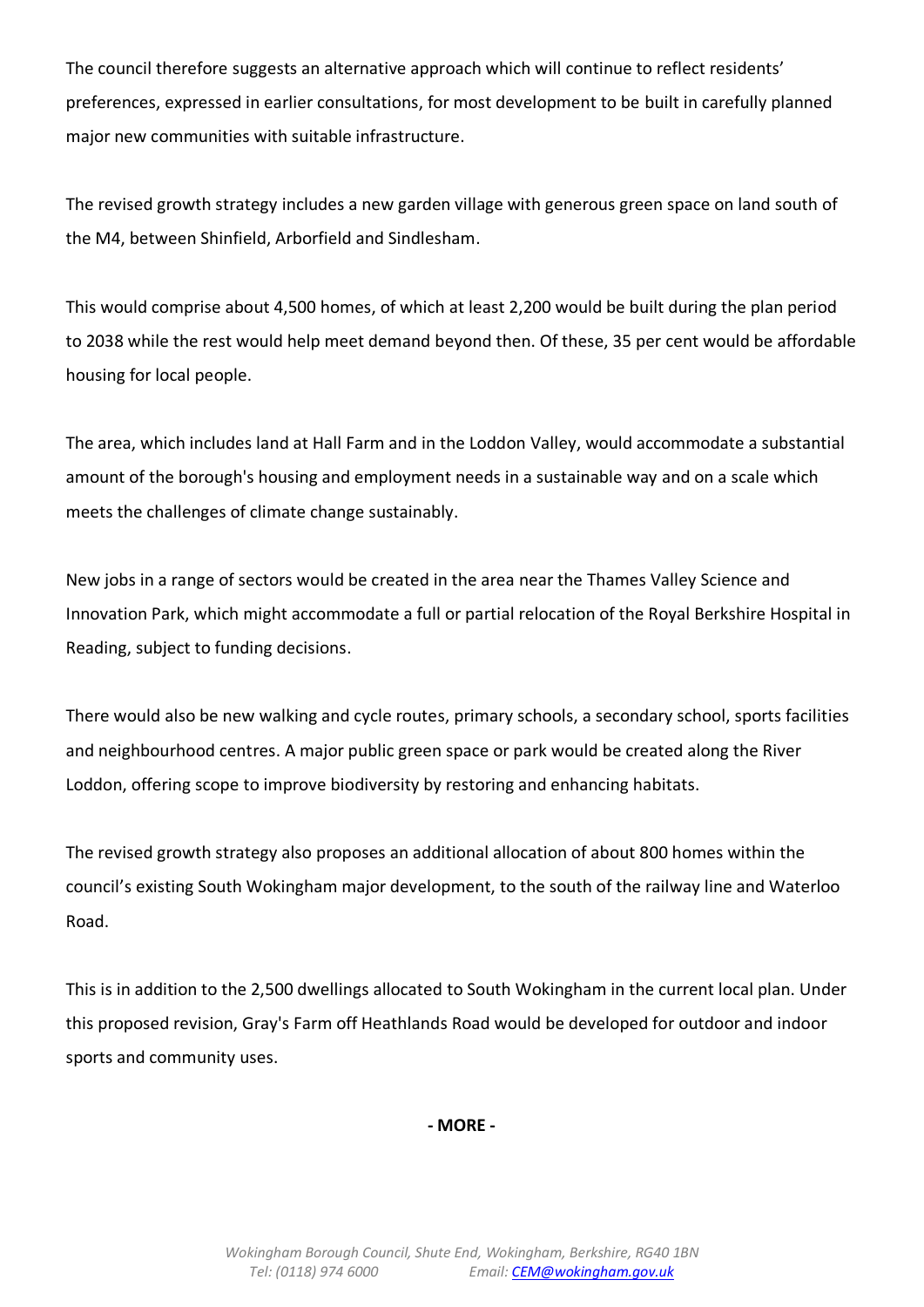The council therefore suggests an alternative approach which will continue to reflect residents' preferences, expressed in earlier consultations, for most development to be built in carefully planned major new communities with suitable infrastructure.

The revised growth strategy includes a new garden village with generous green space on land south of the M4, between Shinfield, Arborfield and Sindlesham.

This would comprise about 4,500 homes, of which at least 2,200 would be built during the plan period to 2038 while the rest would help meet demand beyond then. Of these, 35 per cent would be affordable housing for local people.

The area, which includes land at Hall Farm and in the Loddon Valley, would accommodate a substantial amount of the borough's housing and employment needs in a sustainable way and on a scale which meets the challenges of climate change sustainably.

New jobs in a range of sectors would be created in the area near the Thames Valley Science and Innovation Park, which might accommodate a full or partial relocation of the Royal Berkshire Hospital in Reading, subject to funding decisions.

There would also be new walking and cycle routes, primary schools, a secondary school, sports facilities and neighbourhood centres. A major public green space or park would be created along the River Loddon, offering scope to improve biodiversity by restoring and enhancing habitats.

The revised growth strategy also proposes an additional allocation of about 800 homes within the council's existing South Wokingham major development, to the south of the railway line and Waterloo Road.

This is in addition to the 2,500 dwellings allocated to South Wokingham in the current local plan. Under this proposed revision, Gray's Farm off Heathlands Road would be developed for outdoor and indoor sports and community uses.

**- MORE -**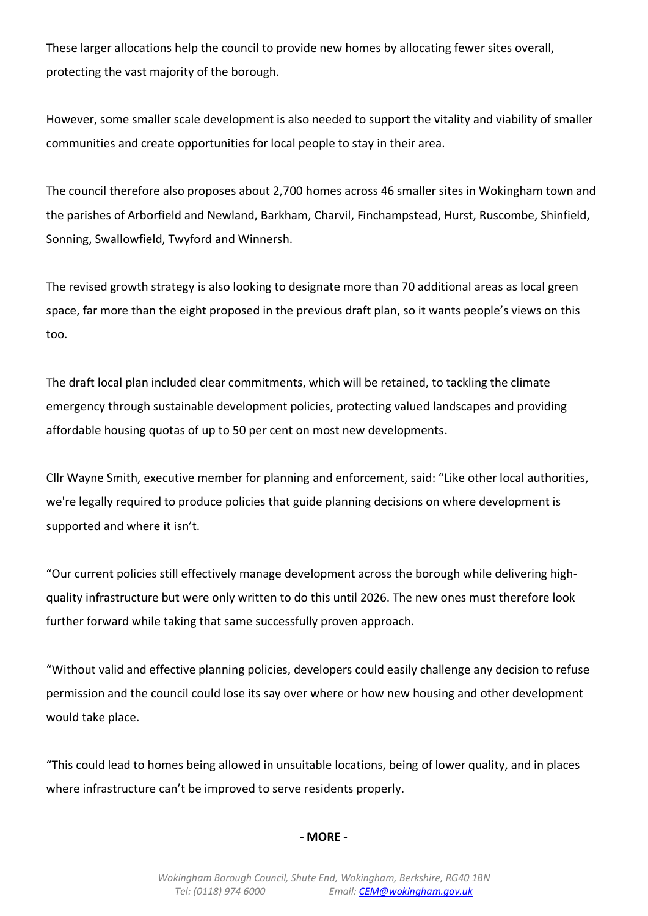These larger allocations help the council to provide new homes by allocating fewer sites overall, protecting the vast majority of the borough.

However, some smaller scale development is also needed to support the vitality and viability of smaller communities and create opportunities for local people to stay in their area.

The council therefore also proposes about 2,700 homes across 46 smaller sites in Wokingham town and the parishes of Arborfield and Newland, Barkham, Charvil, Finchampstead, Hurst, Ruscombe, Shinfield, Sonning, Swallowfield, Twyford and Winnersh.

The revised growth strategy is also looking to designate more than 70 additional areas as local green space, far more than the eight proposed in the previous draft plan, so it wants people's views on this too.

The draft local plan included clear commitments, which will be retained, to tackling the climate emergency through sustainable development policies, protecting valued landscapes and providing affordable housing quotas of up to 50 per cent on most new developments.

Cllr Wayne Smith, executive member for planning and enforcement, said: "Like other local authorities, we're legally required to produce policies that guide planning decisions on where development is supported and where it isn't.

"Our current policies still effectively manage development across the borough while delivering high-quality infrastructure but were only written to do this until 2026. The new ones must therefore look further forward while taking that same successfully proven approach.

"Without valid and effective planning policies, developers could easily challenge any decision to refuse permission and the council could lose its say over where or how new housing and other development would take place.

"This could lead to homes being allowed in unsuitable locations, being of lower quality, and in places where infrastructure can't be improved to serve residents properly.

**- MORE -**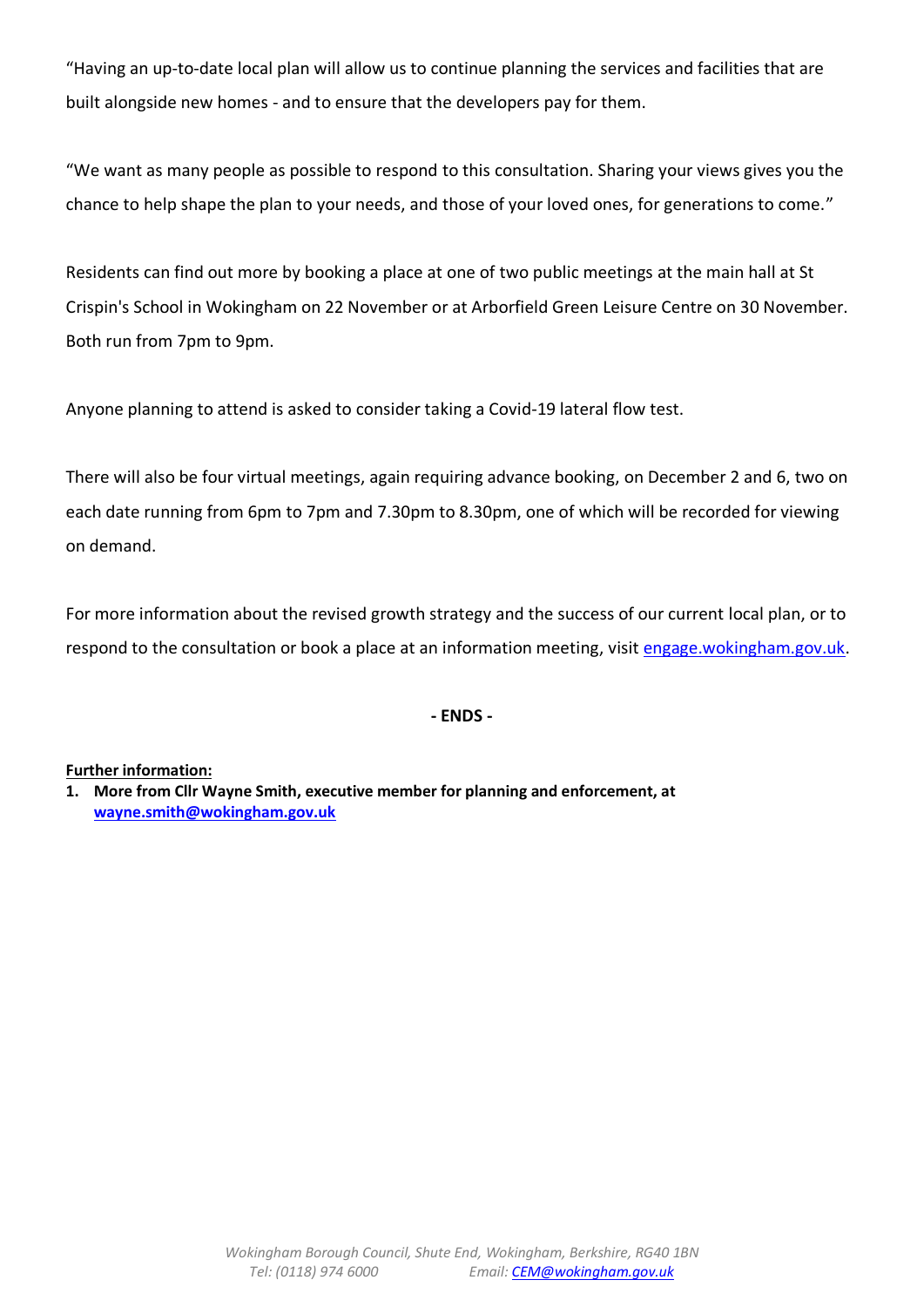"Having an up-to-date local plan will allow us to continue planning the services and facilities that are built alongside new homes - and to ensure that the developers pay for them.

"We want as many people as possible to respond to this consultation. Sharing your views gives you the chance to help shape the plan to your needs, and those of your loved ones, for generations to come."

Residents can find out more by booking a place at one of two public meetings at the main hall at St Crispin's School in Wokingham on 22 November or at Arborfield Green Leisure Centre on 30 November. Both run from 7pm to 9pm.

Anyone planning to attend is asked to consider taking a Covid-19 lateral flow test.

There will also be four virtual meetings, again requiring advance booking, on December 2 and 6, two on each date running from 6pm to 7pm and 7.30pm to 8.30pm, one of which will be recorded for viewing on demand.

For more information about the revised growth strategy and the success of our current local plan, or to respond to the consultation or book a place at an information meeting, visit engage.wokingham.gov.uk.

**- ENDS -**

**Further information:**

1. **More from Cllr Wayne Smith, executive member for planning and enforcement, at wayne.smith@wokingham.gov.uk**

*Wokingham Borough Council, Shute End, Wokingham, Berkshire, RG40 1BN*
*Tel: (0118) 974 6000 Email: CEM@wokingham.gov.uk*